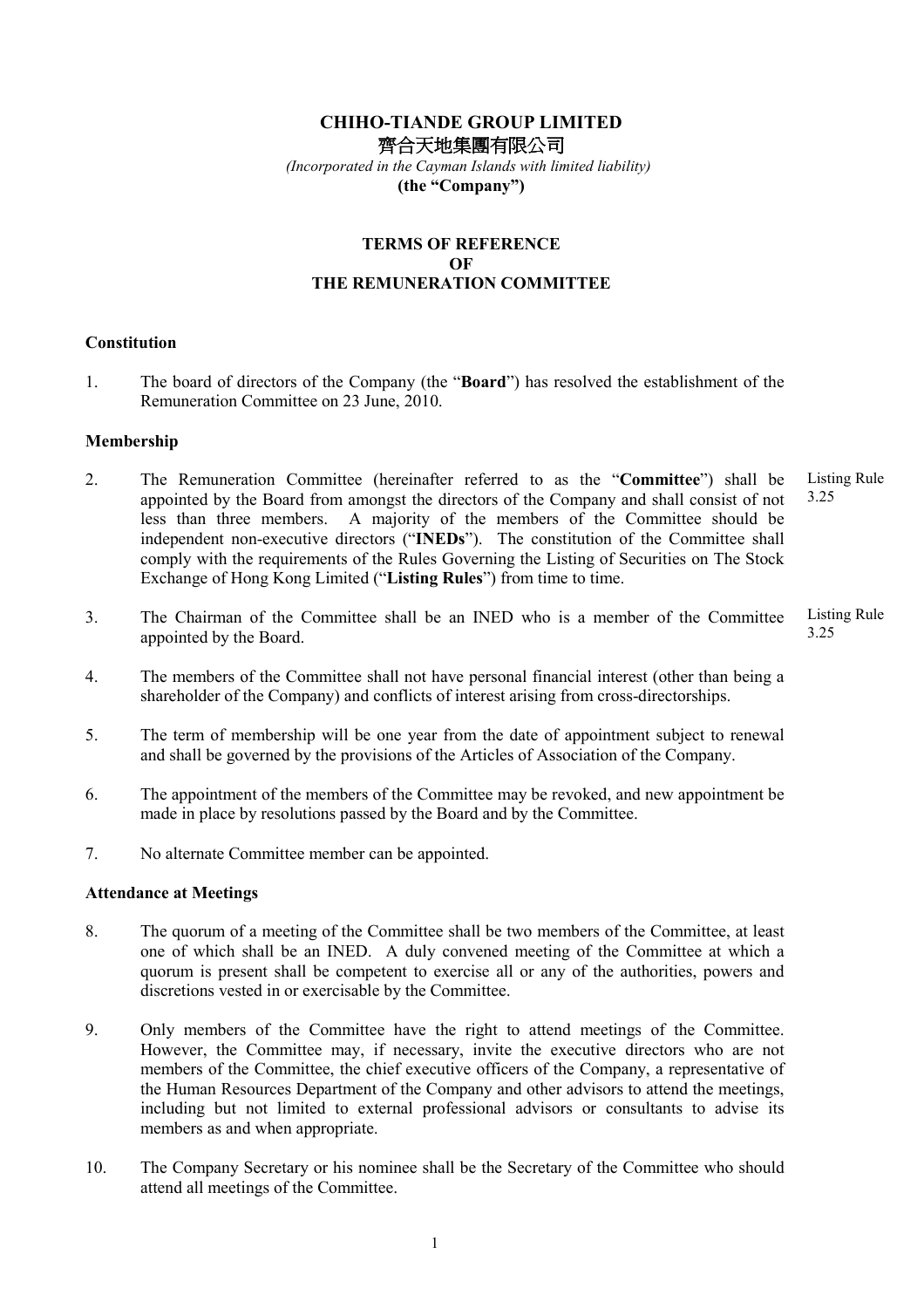**CHIHO-TIANDE GROUP LIMITED**

**齊合天地集團有限公司**

*(Incorporated in the Cayman Islands with limited liability)*

**(the "Company")**

**TERMS OF REFERENCE**
**OF**
**THE REMUNERATION COMMITTEE**

**Constitution**

1. The board of directors of the Company (the "**Board**") has resolved the establishment of the Remuneration Committee on 23 June, 2010.

**Membership**

2. The Remuneration Committee (hereinafter referred to as the "**Committee**") shall be appointed by the Board from amongst the directors of the Company and shall consist of not less than three members. A majority of the members of the Committee should be independent non-executive directors ("**INEDs**"). The constitution of the Committee shall comply with the requirements of the Rules Governing the Listing of Securities on The Stock Exchange of Hong Kong Limited ("**Listing Rules**") from time to time. *Listing Rule 3.25*

3. The Chairman of the Committee shall be an INED who is a member of the Committee appointed by the Board. *Listing Rule 3.25*

4. The members of the Committee shall not have personal financial interest (other than being a shareholder of the Company) and conflicts of interest arising from cross-directorships.

5. The term of membership will be one year from the date of appointment subject to renewal and shall be governed by the provisions of the Articles of Association of the Company.

6. The appointment of the members of the Committee may be revoked, and new appointment be made in place by resolutions passed by the Board and by the Committee.

7. No alternate Committee member can be appointed.

**Attendance at Meetings**

8. The quorum of a meeting of the Committee shall be two members of the Committee, at least one of which shall be an INED. A duly convened meeting of the Committee at which a quorum is present shall be competent to exercise all or any of the authorities, powers and discretions vested in or exercisable by the Committee.

9. Only members of the Committee have the right to attend meetings of the Committee. However, the Committee may, if necessary, invite the executive directors who are not members of the Committee, the chief executive officers of the Company, a representative of the Human Resources Department of the Company and other advisors to attend the meetings, including but not limited to external professional advisors or consultants to advise its members as and when appropriate.

10. The Company Secretary or his nominee shall be the Secretary of the Committee who should attend all meetings of the Committee.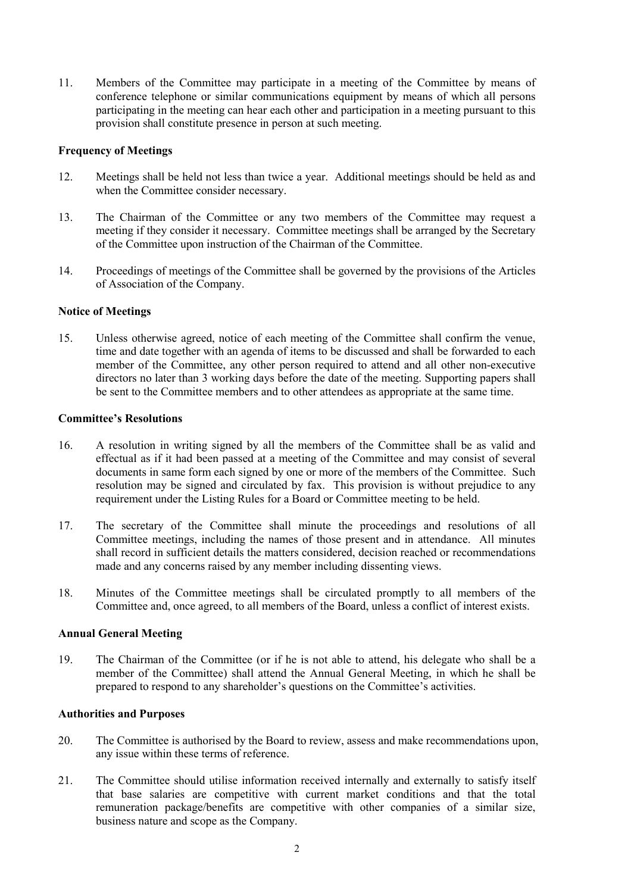11. Members of the Committee may participate in a meeting of the Committee by means of conference telephone or similar communications equipment by means of which all persons participating in the meeting can hear each other and participation in a meeting pursuant to this provision shall constitute presence in person at such meeting.

**Frequency of Meetings**

12. Meetings shall be held not less than twice a year. Additional meetings should be held as and when the Committee consider necessary.

13. The Chairman of the Committee or any two members of the Committee may request a meeting if they consider it necessary. Committee meetings shall be arranged by the Secretary of the Committee upon instruction of the Chairman of the Committee.

14. Proceedings of meetings of the Committee shall be governed by the provisions of the Articles of Association of the Company.

**Notice of Meetings**

15. Unless otherwise agreed, notice of each meeting of the Committee shall confirm the venue, time and date together with an agenda of items to be discussed and shall be forwarded to each member of the Committee, any other person required to attend and all other non-executive directors no later than 3 working days before the date of the meeting. Supporting papers shall be sent to the Committee members and to other attendees as appropriate at the same time.

**Committee's Resolutions**

16. A resolution in writing signed by all the members of the Committee shall be as valid and effectual as if it had been passed at a meeting of the Committee and may consist of several documents in same form each signed by one or more of the members of the Committee. Such resolution may be signed and circulated by fax. This provision is without prejudice to any requirement under the Listing Rules for a Board or Committee meeting to be held.

17. The secretary of the Committee shall minute the proceedings and resolutions of all Committee meetings, including the names of those present and in attendance. All minutes shall record in sufficient details the matters considered, decision reached or recommendations made and any concerns raised by any member including dissenting views.

18. Minutes of the Committee meetings shall be circulated promptly to all members of the Committee and, once agreed, to all members of the Board, unless a conflict of interest exists.

**Annual General Meeting**

19. The Chairman of the Committee (or if he is not able to attend, his delegate who shall be a member of the Committee) shall attend the Annual General Meeting, in which he shall be prepared to respond to any shareholder's questions on the Committee's activities.

**Authorities and Purposes**

20. The Committee is authorised by the Board to review, assess and make recommendations upon, any issue within these terms of reference.

21. The Committee should utilise information received internally and externally to satisfy itself that base salaries are competitive with current market conditions and that the total remuneration package/benefits are competitive with other companies of a similar size, business nature and scope as the Company.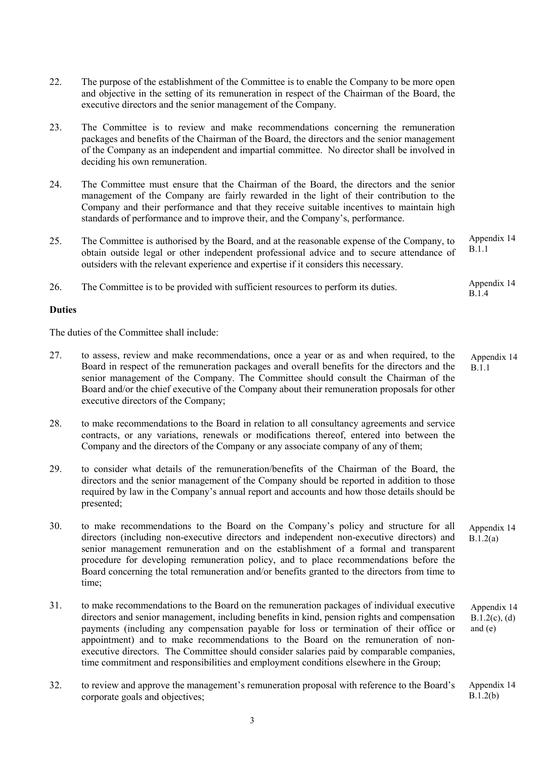22. The purpose of the establishment of the Committee is to enable the Company to be more open and objective in the setting of its remuneration in respect of the Chairman of the Board, the executive directors and the senior management of the Company.

23. The Committee is to review and make recommendations concerning the remuneration packages and benefits of the Chairman of the Board, the directors and the senior management of the Company as an independent and impartial committee. No director shall be involved in deciding his own remuneration.

24. The Committee must ensure that the Chairman of the Board, the directors and the senior management of the Company are fairly rewarded in the light of their contribution to the Company and their performance and that they receive suitable incentives to maintain high standards of performance and to improve their, and the Company's, performance.

25. The Committee is authorised by the Board, and at the reasonable expense of the Company, to obtain outside legal or other independent professional advice and to secure attendance of outsiders with the relevant experience and expertise if it considers this necessary. *Appendix 14 B.1.1*

26. The Committee is to be provided with sufficient resources to perform its duties. *Appendix 14 B.1.4*

**Duties**

The duties of the Committee shall include:

27. to assess, review and make recommendations, once a year or as and when required, to the Board in respect of the remuneration packages and overall benefits for the directors and the senior management of the Company. The Committee should consult the Chairman of the Board and/or the chief executive of the Company about their remuneration proposals for other executive directors of the Company; *Appendix 14 B.1.1*

28. to make recommendations to the Board in relation to all consultancy agreements and service contracts, or any variations, renewals or modifications thereof, entered into between the Company and the directors of the Company or any associate company of any of them;

29. to consider what details of the remuneration/benefits of the Chairman of the Board, the directors and the senior management of the Company should be reported in addition to those required by law in the Company's annual report and accounts and how those details should be presented;

30. to make recommendations to the Board on the Company's policy and structure for all directors (including non-executive directors and independent non-executive directors) and senior management remuneration and on the establishment of a formal and transparent procedure for developing remuneration policy, and to place recommendations before the Board concerning the total remuneration and/or benefits granted to the directors from time to time; *Appendix 14 B.1.2(a)*

31. to make recommendations to the Board on the remuneration packages of individual executive directors and senior management, including benefits in kind, pension rights and compensation payments (including any compensation payable for loss or termination of their office or appointment) and to make recommendations to the Board on the remuneration of non-executive directors. The Committee should consider salaries paid by comparable companies, time commitment and responsibilities and employment conditions elsewhere in the Group; *Appendix 14 B.1.2(c), (d) and (e)*

32. to review and approve the management's remuneration proposal with reference to the Board's corporate goals and objectives; *Appendix 14 B.1.2(b)*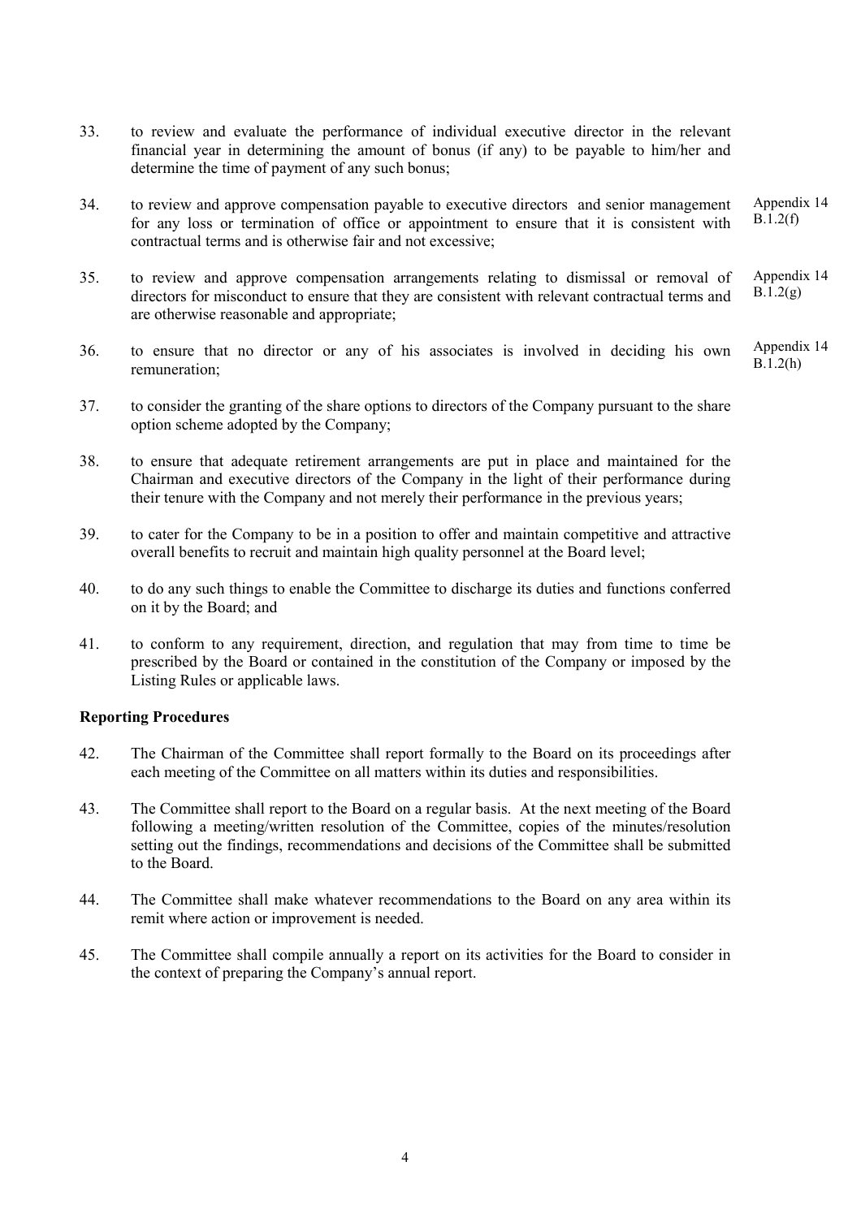33. to review and evaluate the performance of individual executive director in the relevant financial year in determining the amount of bonus (if any) to be payable to him/her and determine the time of payment of any such bonus;

34. to review and approve compensation payable to executive directors and senior management for any loss or termination of office or appointment to ensure that it is consistent with contractual terms and is otherwise fair and not excessive; Appendix 14 B.1.2(f)

35. to review and approve compensation arrangements relating to dismissal or removal of directors for misconduct to ensure that they are consistent with relevant contractual terms and are otherwise reasonable and appropriate; Appendix 14 B.1.2(g)

36. to ensure that no director or any of his associates is involved in deciding his own remuneration; Appendix 14 B.1.2(h)

37. to consider the granting of the share options to directors of the Company pursuant to the share option scheme adopted by the Company;

38. to ensure that adequate retirement arrangements are put in place and maintained for the Chairman and executive directors of the Company in the light of their performance during their tenure with the Company and not merely their performance in the previous years;

39. to cater for the Company to be in a position to offer and maintain competitive and attractive overall benefits to recruit and maintain high quality personnel at the Board level;

40. to do any such things to enable the Committee to discharge its duties and functions conferred on it by the Board; and

41. to conform to any requirement, direction, and regulation that may from time to time be prescribed by the Board or contained in the constitution of the Company or imposed by the Listing Rules or applicable laws.

**Reporting Procedures**

42. The Chairman of the Committee shall report formally to the Board on its proceedings after each meeting of the Committee on all matters within its duties and responsibilities.

43. The Committee shall report to the Board on a regular basis. At the next meeting of the Board following a meeting/written resolution of the Committee, copies of the minutes/resolution setting out the findings, recommendations and decisions of the Committee shall be submitted to the Board.

44. The Committee shall make whatever recommendations to the Board on any area within its remit where action or improvement is needed.

45. The Committee shall compile annually a report on its activities for the Board to consider in the context of preparing the Company's annual report.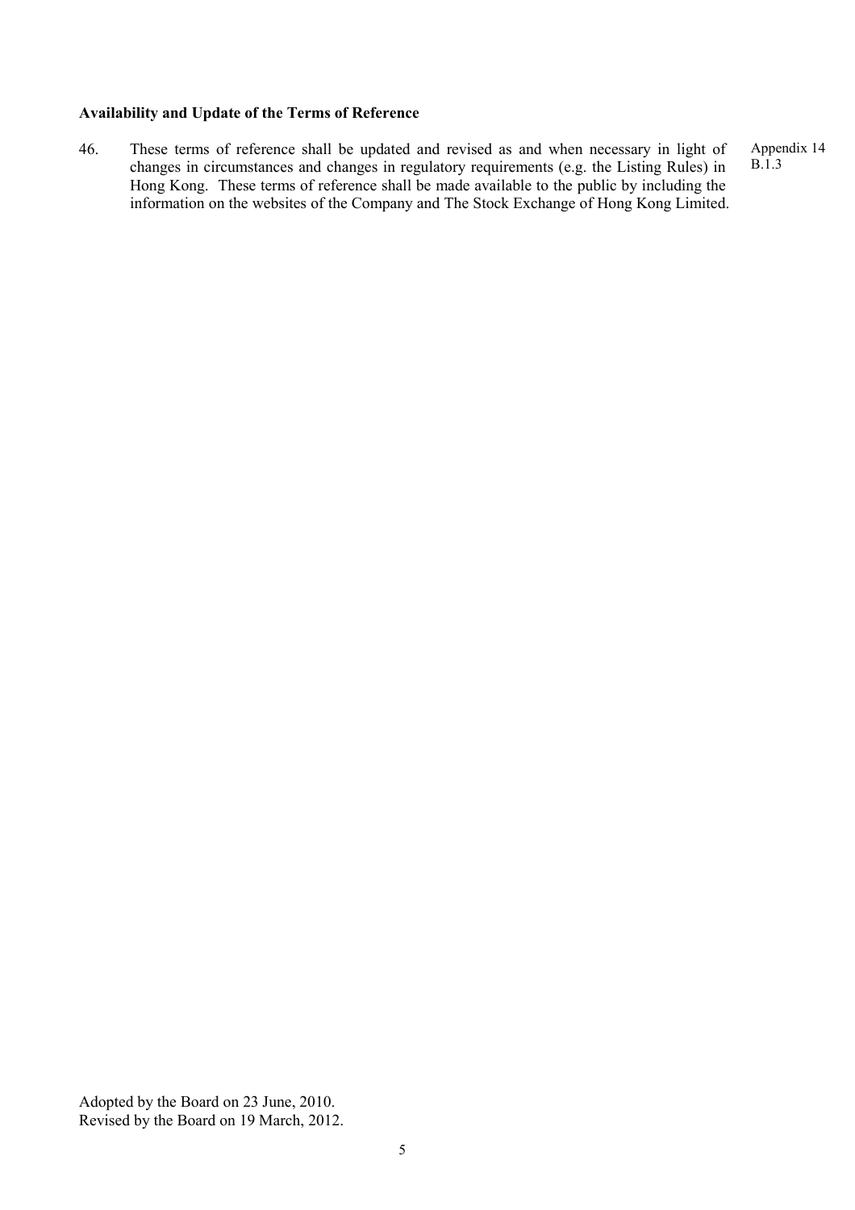**Availability and Update of the Terms of Reference**

46. These terms of reference shall be updated and revised as and when necessary in light of changes in circumstances and changes in regulatory requirements (e.g. the Listing Rules) in Hong Kong. These terms of reference shall be made available to the public by including the information on the websites of the Company and The Stock Exchange of Hong Kong Limited. Appendix 14 B.1.3

Adopted by the Board on 23 June, 2010.
Revised by the Board on 19 March, 2012.